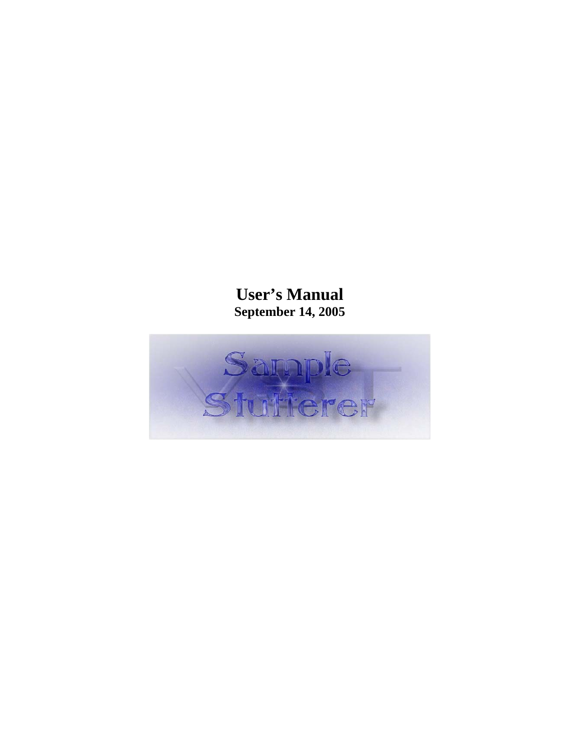# User's Manual

**September 14, 2005**

Sample Stutterer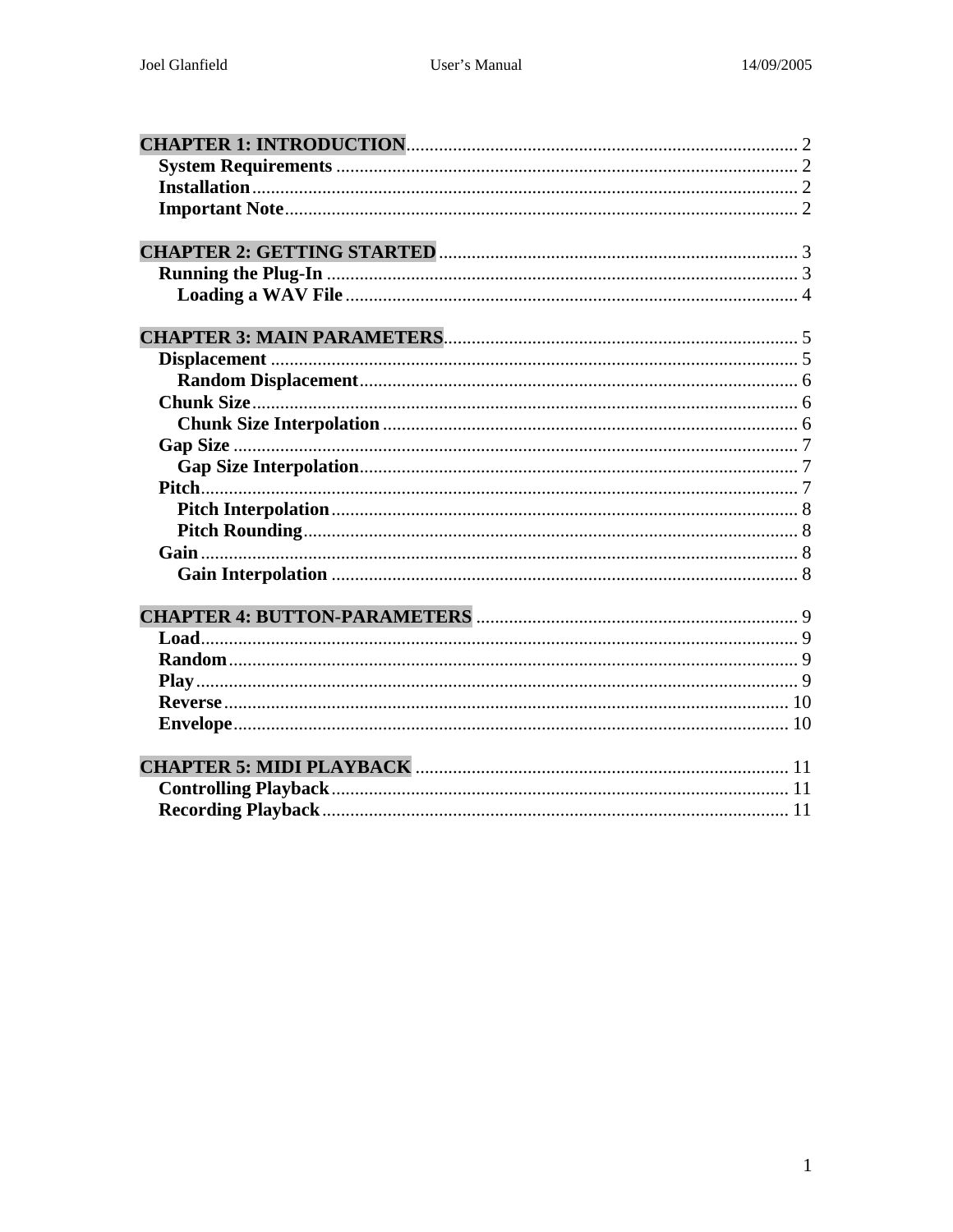**CHAPTER 1: INTRODUCTION** .......... 2
- **System Requirements** .......... 2
- **Installation** .......... 2
- **Important Note** .......... 2

**CHAPTER 2: GETTING STARTED** .......... 3
- **Running the Plug-In** .......... 3
  - **Loading a WAV File** .......... 4

**CHAPTER 3: MAIN PARAMETERS** .......... 5
- **Displacement** .......... 5
  - **Random Displacement** .......... 6
- **Chunk Size** .......... 6
  - **Chunk Size Interpolation** .......... 6
- **Gap Size** .......... 7
  - **Gap Size Interpolation** .......... 7
- **Pitch** .......... 7
  - **Pitch Interpolation** .......... 8
  - **Pitch Rounding** .......... 8
- **Gain** .......... 8
  - **Gain Interpolation** .......... 8

**CHAPTER 4: BUTTON-PARAMETERS** .......... 9
- **Load** .......... 9
- **Random** .......... 9
- **Play** .......... 9
- **Reverse** .......... 10
- **Envelope** .......... 10

**CHAPTER 5: MIDI PLAYBACK** .......... 11
- **Controlling Playback** .......... 11
- **Recording Playback** .......... 11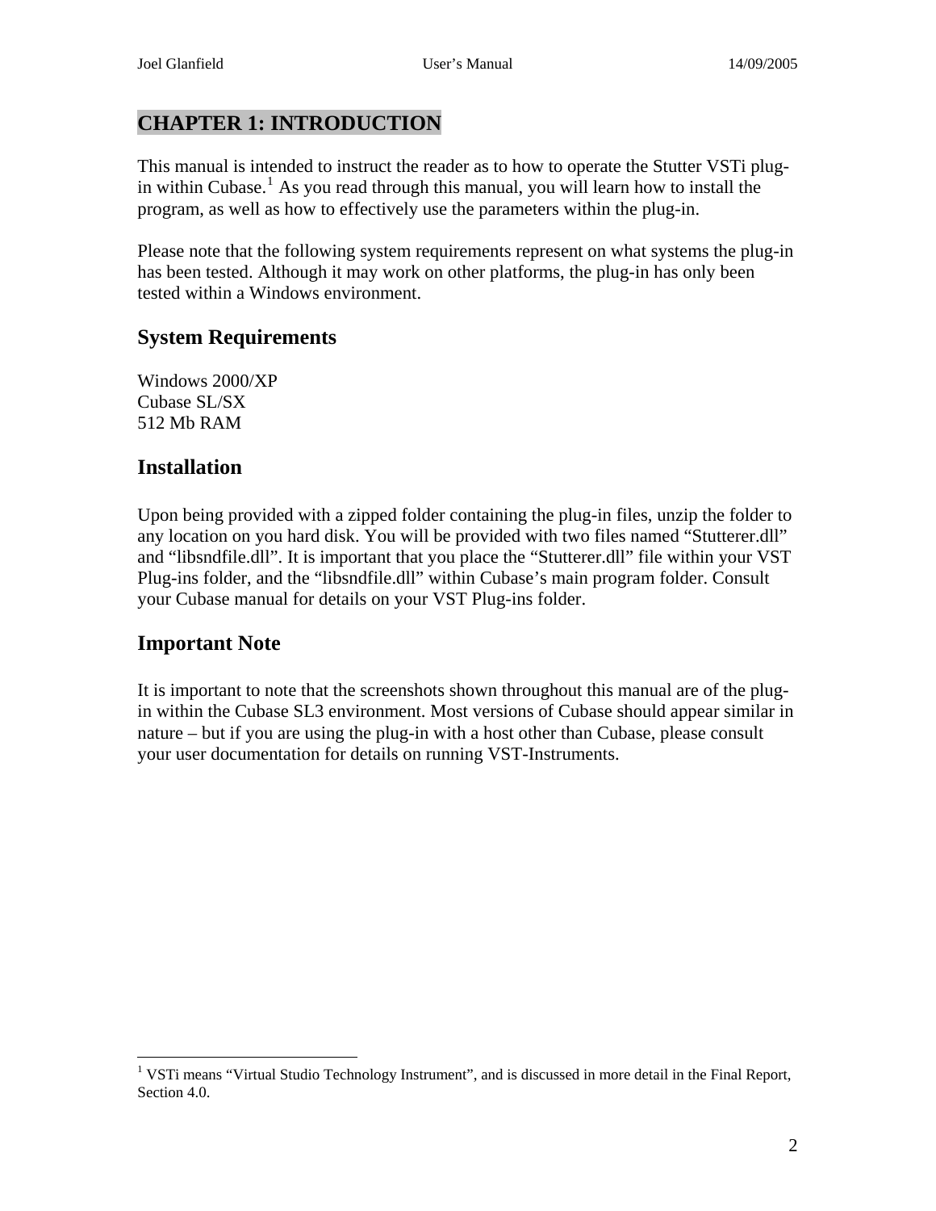# CHAPTER 1: INTRODUCTION

This manual is intended to instruct the reader as to how to operate the Stutter VSTi plug-in within Cubase.[1] As you read through this manual, you will learn how to install the program, as well as how to effectively use the parameters within the plug-in.

Please note that the following system requirements represent on what systems the plug-in has been tested. Although it may work on other platforms, the plug-in has only been tested within a Windows environment.

## System Requirements

Windows 2000/XP
Cubase SL/SX
512 Mb RAM

## Installation

Upon being provided with a zipped folder containing the plug-in files, unzip the folder to any location on you hard disk. You will be provided with two files named "Stutterer.dll" and "libsndfile.dll". It is important that you place the "Stutterer.dll" file within your VST Plug-ins folder, and the "libsndfile.dll" within Cubase's main program folder. Consult your Cubase manual for details on your VST Plug-ins folder.

## Important Note

It is important to note that the screenshots shown throughout this manual are of the plug-in within the Cubase SL3 environment. Most versions of Cubase should appear similar in nature – but if you are using the plug-in with a host other than Cubase, please consult your user documentation for details on running VST-Instruments.

---

[1] VSTi means "Virtual Studio Technology Instrument", and is discussed in more detail in the Final Report, Section 4.0.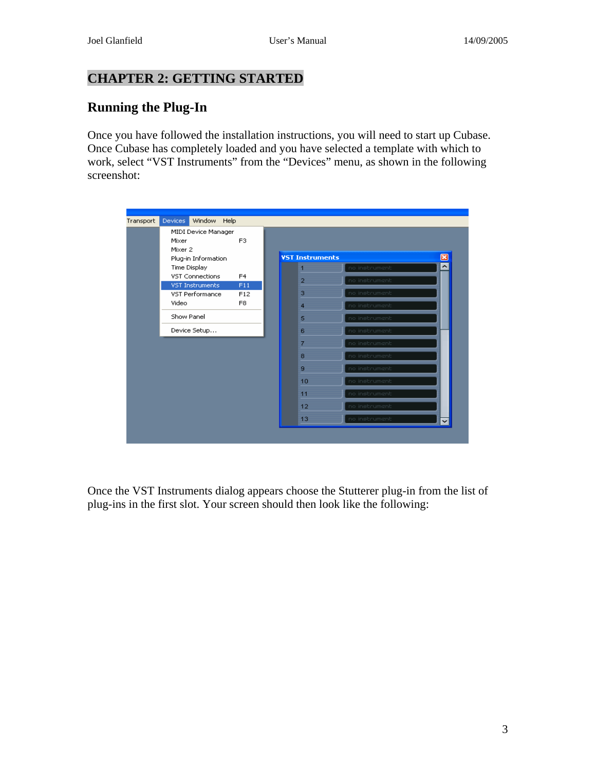# CHAPTER 2: GETTING STARTED

## Running the Plug-In

Once you have followed the installation instructions, you will need to start up Cubase. Once Cubase has completely loaded and you have selected a template with which to work, select "VST Instruments" from the "Devices" menu, as shown in the following screenshot:

Once the VST Instruments dialog appears choose the Stutterer plug-in from the list of plug-ins in the first slot. Your screen should then look like the following: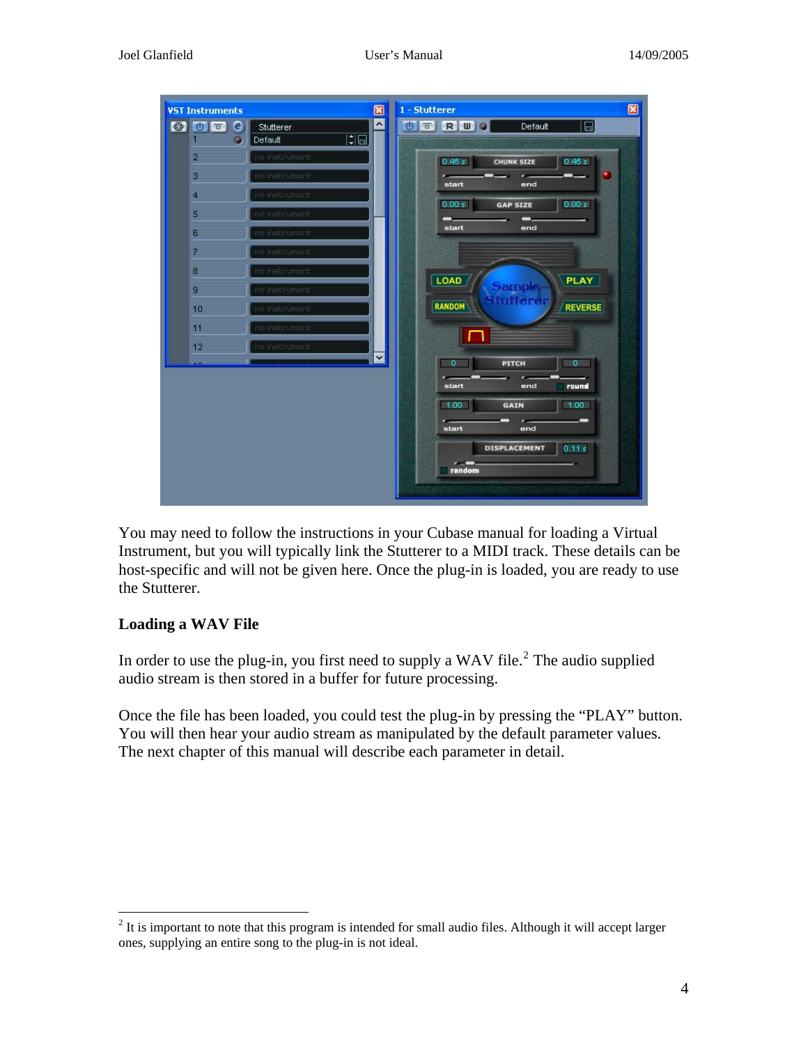You may need to follow the instructions in your Cubase manual for loading a Virtual Instrument, but you will typically link the Stutterer to a MIDI track. These details can be host-specific and will not be given here. Once the plug-in is loaded, you are ready to use the Stutterer.

### Loading a WAV File

In order to use the plug-in, you first need to supply a WAV file.[2] The audio supplied audio stream is then stored in a buffer for future processing.

Once the file has been loaded, you could test the plug-in by pressing the "PLAY" button. You will then hear your audio stream as manipulated by the default parameter values. The next chapter of this manual will describe each parameter in detail.

[2] It is important to note that this program is intended for small audio files. Although it will accept larger ones, supplying an entire song to the plug-in is not ideal.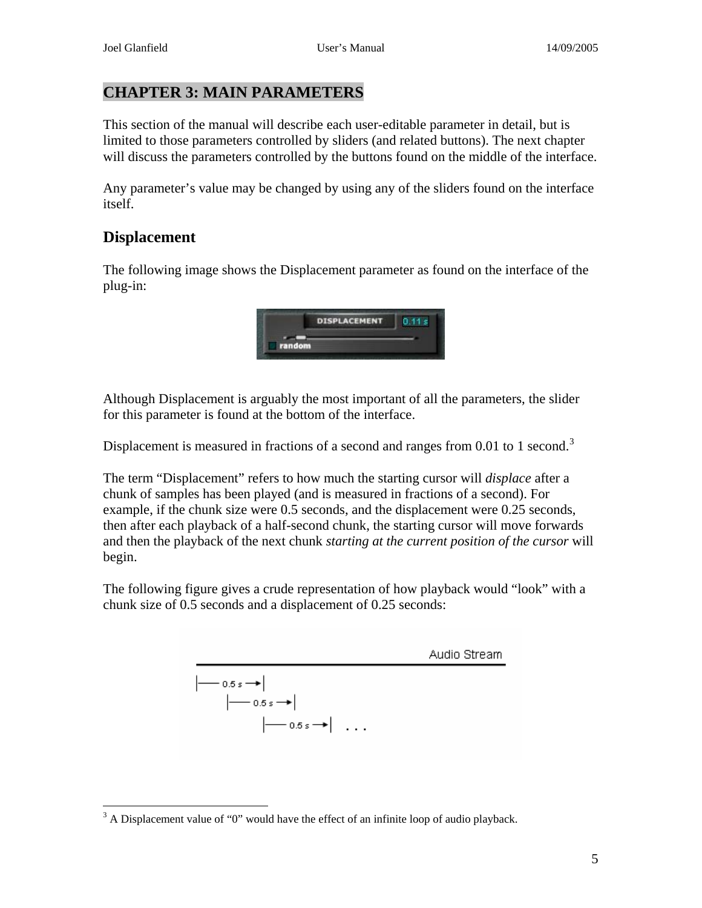## CHAPTER 3: MAIN PARAMETERS

This section of the manual will describe each user-editable parameter in detail, but is limited to those parameters controlled by sliders (and related buttons). The next chapter will discuss the parameters controlled by the buttons found on the middle of the interface.

Any parameter's value may be changed by using any of the sliders found on the interface itself.

### Displacement

The following image shows the Displacement parameter as found on the interface of the plug-in:

Although Displacement is arguably the most important of all the parameters, the slider for this parameter is found at the bottom of the interface.

Displacement is measured in fractions of a second and ranges from 0.01 to 1 second.[3]

The term "Displacement" refers to how much the starting cursor will *displace* after a chunk of samples has been played (and is measured in fractions of a second). For example, if the chunk size were 0.5 seconds, and the displacement were 0.25 seconds, then after each playback of a half-second chunk, the starting cursor will move forwards and then the playback of the next chunk *starting at the current position of the cursor* will begin.

The following figure gives a crude representation of how playback would "look" with a chunk size of 0.5 seconds and a displacement of 0.25 seconds:

---

[3] A Displacement value of "0" would have the effect of an infinite loop of audio playback.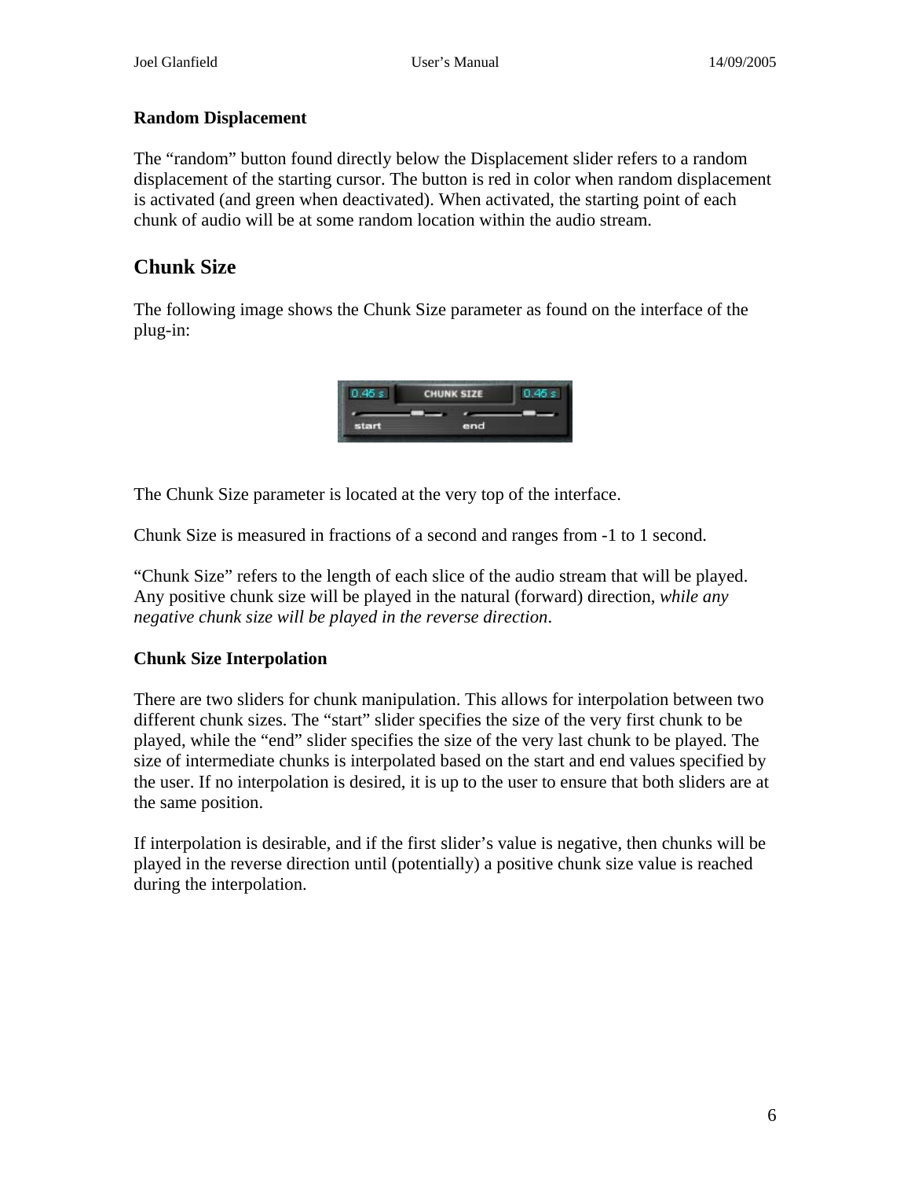### Random Displacement

The “random” button found directly below the Displacement slider refers to a random displacement of the starting cursor. The button is red in color when random displacement is activated (and green when deactivated). When activated, the starting point of each chunk of audio will be at some random location within the audio stream.

## Chunk Size

The following image shows the Chunk Size parameter as found on the interface of the plug-in:

The Chunk Size parameter is located at the very top of the interface.

Chunk Size is measured in fractions of a second and ranges from -1 to 1 second.

“Chunk Size” refers to the length of each slice of the audio stream that will be played. Any positive chunk size will be played in the natural (forward) direction, *while any negative chunk size will be played in the reverse direction*.

### Chunk Size Interpolation

There are two sliders for chunk manipulation. This allows for interpolation between two different chunk sizes. The “start” slider specifies the size of the very first chunk to be played, while the “end” slider specifies the size of the very last chunk to be played. The size of intermediate chunks is interpolated based on the start and end values specified by the user. If no interpolation is desired, it is up to the user to ensure that both sliders are at the same position.

If interpolation is desirable, and if the first slider’s value is negative, then chunks will be played in the reverse direction until (potentially) a positive chunk size value is reached during the interpolation.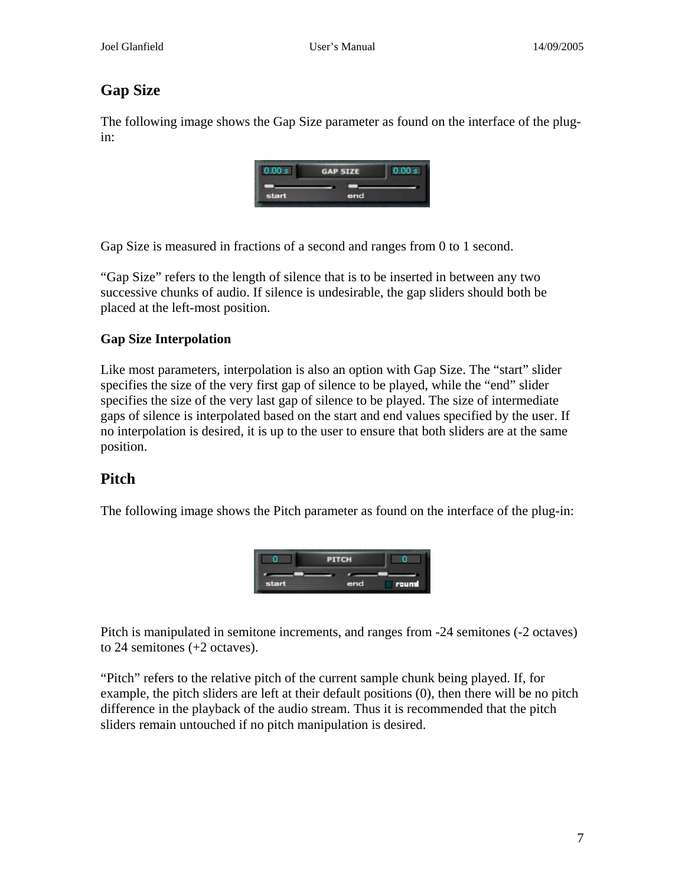## Gap Size

The following image shows the Gap Size parameter as found on the interface of the plug-in:

Gap Size is measured in fractions of a second and ranges from 0 to 1 second.

"Gap Size" refers to the length of silence that is to be inserted in between any two successive chunks of audio. If silence is undesirable, the gap sliders should both be placed at the left-most position.

### Gap Size Interpolation

Like most parameters, interpolation is also an option with Gap Size. The "start" slider specifies the size of the very first gap of silence to be played, while the "end" slider specifies the size of the very last gap of silence to be played. The size of intermediate gaps of silence is interpolated based on the start and end values specified by the user. If no interpolation is desired, it is up to the user to ensure that both sliders are at the same position.

## Pitch

The following image shows the Pitch parameter as found on the interface of the plug-in:

Pitch is manipulated in semitone increments, and ranges from -24 semitones (-2 octaves) to 24 semitones (+2 octaves).

"Pitch" refers to the relative pitch of the current sample chunk being played. If, for example, the pitch sliders are left at their default positions (0), then there will be no pitch difference in the playback of the audio stream. Thus it is recommended that the pitch sliders remain untouched if no pitch manipulation is desired.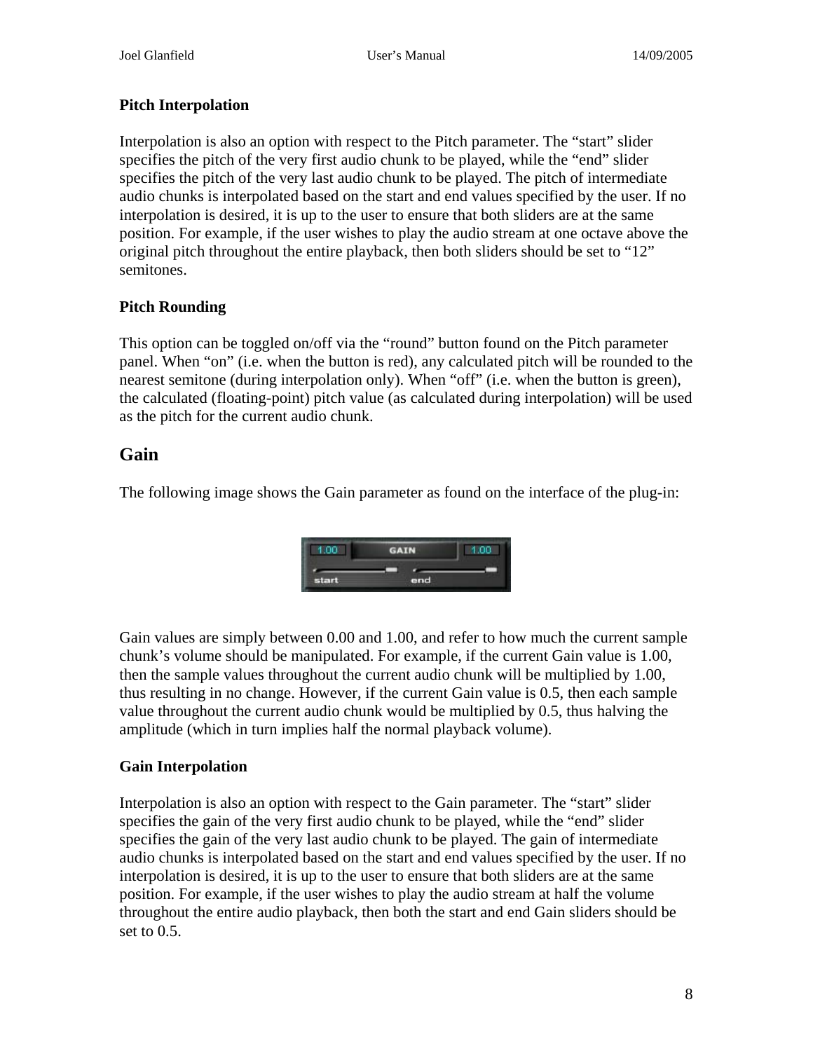### Pitch Interpolation

Interpolation is also an option with respect to the Pitch parameter. The “start” slider specifies the pitch of the very first audio chunk to be played, while the “end” slider specifies the pitch of the very last audio chunk to be played. The pitch of intermediate audio chunks is interpolated based on the start and end values specified by the user. If no interpolation is desired, it is up to the user to ensure that both sliders are at the same position. For example, if the user wishes to play the audio stream at one octave above the original pitch throughout the entire playback, then both sliders should be set to “12” semitones.

### Pitch Rounding

This option can be toggled on/off via the “round” button found on the Pitch parameter panel. When “on” (i.e. when the button is red), any calculated pitch will be rounded to the nearest semitone (during interpolation only). When “off” (i.e. when the button is green), the calculated (floating-point) pitch value (as calculated during interpolation) will be used as the pitch for the current audio chunk.

## Gain

The following image shows the Gain parameter as found on the interface of the plug-in:

Gain values are simply between 0.00 and 1.00, and refer to how much the current sample chunk’s volume should be manipulated. For example, if the current Gain value is 1.00, then the sample values throughout the current audio chunk will be multiplied by 1.00, thus resulting in no change. However, if the current Gain value is 0.5, then each sample value throughout the current audio chunk would be multiplied by 0.5, thus halving the amplitude (which in turn implies half the normal playback volume).

### Gain Interpolation

Interpolation is also an option with respect to the Gain parameter. The “start” slider specifies the gain of the very first audio chunk to be played, while the “end” slider specifies the gain of the very last audio chunk to be played. The gain of intermediate audio chunks is interpolated based on the start and end values specified by the user. If no interpolation is desired, it is up to the user to ensure that both sliders are at the same position. For example, if the user wishes to play the audio stream at half the volume throughout the entire audio playback, then both the start and end Gain sliders should be set to 0.5.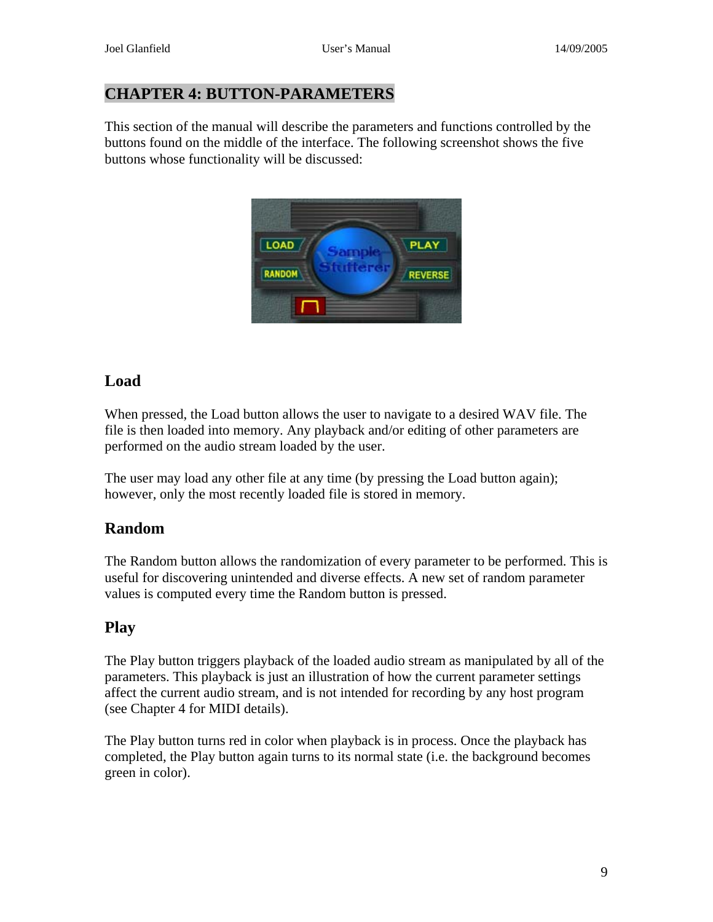# CHAPTER 4: BUTTON-PARAMETERS

This section of the manual will describe the parameters and functions controlled by the buttons found on the middle of the interface. The following screenshot shows the five buttons whose functionality will be discussed:

## Load

When pressed, the Load button allows the user to navigate to a desired WAV file. The file is then loaded into memory. Any playback and/or editing of other parameters are performed on the audio stream loaded by the user.

The user may load any other file at any time (by pressing the Load button again); however, only the most recently loaded file is stored in memory.

## Random

The Random button allows the randomization of every parameter to be performed. This is useful for discovering unintended and diverse effects. A new set of random parameter values is computed every time the Random button is pressed.

## Play

The Play button triggers playback of the loaded audio stream as manipulated by all of the parameters. This playback is just an illustration of how the current parameter settings affect the current audio stream, and is not intended for recording by any host program (see Chapter 4 for MIDI details).

The Play button turns red in color when playback is in process. Once the playback has completed, the Play button again turns to its normal state (i.e. the background becomes green in color).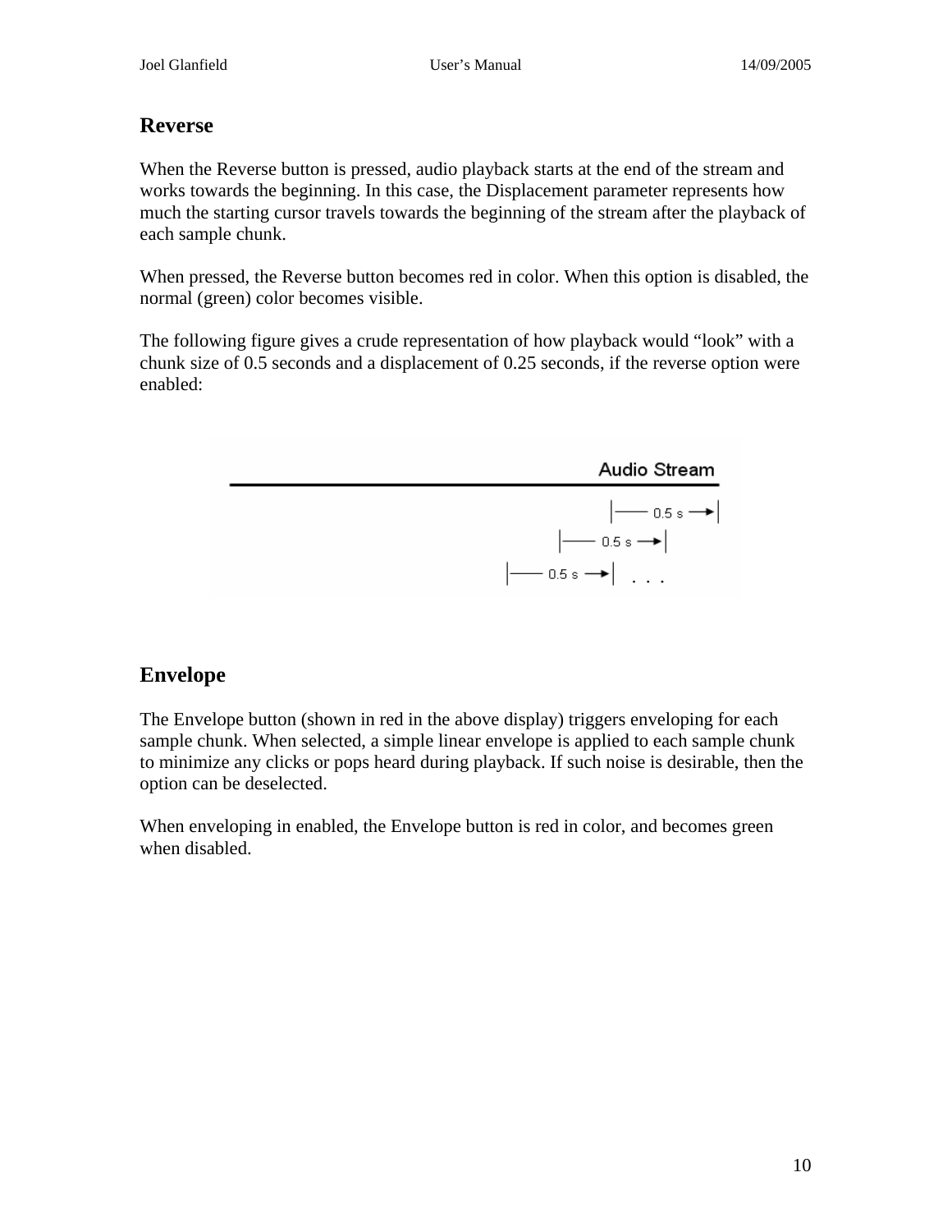## Reverse

When the Reverse button is pressed, audio playback starts at the end of the stream and works towards the beginning. In this case, the Displacement parameter represents how much the starting cursor travels towards the beginning of the stream after the playback of each sample chunk.

When pressed, the Reverse button becomes red in color. When this option is disabled, the normal (green) color becomes visible.

The following figure gives a crude representation of how playback would “look” with a chunk size of 0.5 seconds and a displacement of 0.25 seconds, if the reverse option were enabled:

## Envelope

The Envelope button (shown in red in the above display) triggers enveloping for each sample chunk. When selected, a simple linear envelope is applied to each sample chunk to minimize any clicks or pops heard during playback. If such noise is desirable, then the option can be deselected.

When enveloping in enabled, the Envelope button is red in color, and becomes green when disabled.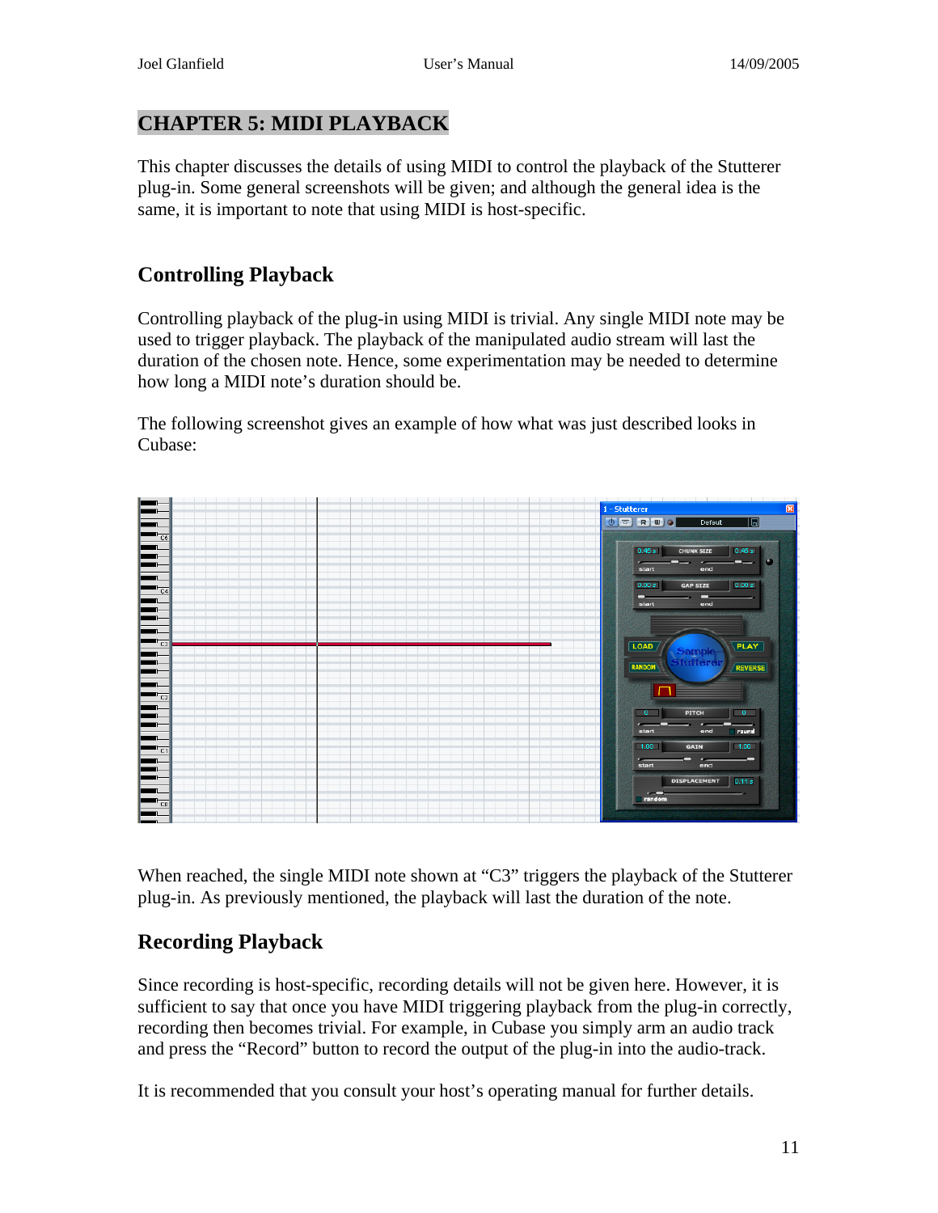# CHAPTER 5: MIDI PLAYBACK

This chapter discusses the details of using MIDI to control the playback of the Stutterer plug-in. Some general screenshots will be given; and although the general idea is the same, it is important to note that using MIDI is host-specific.

## Controlling Playback

Controlling playback of the plug-in using MIDI is trivial. Any single MIDI note may be used to trigger playback. The playback of the manipulated audio stream will last the duration of the chosen note. Hence, some experimentation may be needed to determine how long a MIDI note's duration should be.

The following screenshot gives an example of how what was just described looks in Cubase:

When reached, the single MIDI note shown at "C3" triggers the playback of the Stutterer plug-in. As previously mentioned, the playback will last the duration of the note.

## Recording Playback

Since recording is host-specific, recording details will not be given here. However, it is sufficient to say that once you have MIDI triggering playback from the plug-in correctly, recording then becomes trivial. For example, in Cubase you simply arm an audio track and press the "Record" button to record the output of the plug-in into the audio-track.

It is recommended that you consult your host's operating manual for further details.